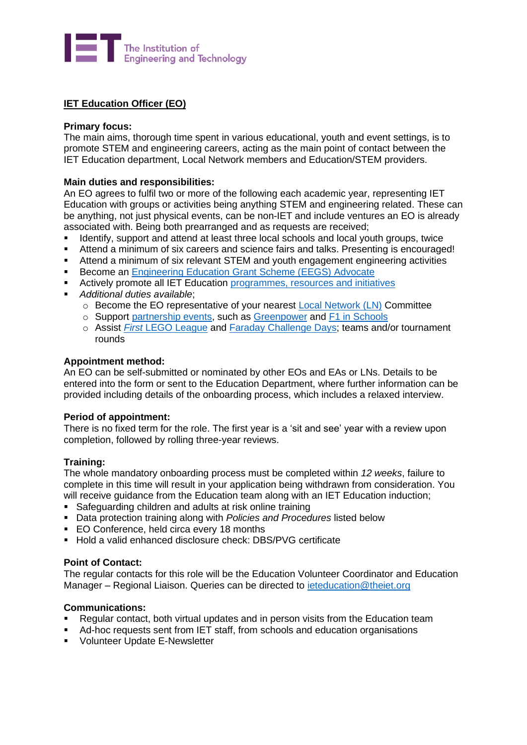The Institution of Engineering and Technology

## IET Education Officer (EO)

**Primary focus:**
The main aims, thorough time spent in various educational, youth and event settings, is to promote STEM and engineering careers, acting as the main point of contact between the IET Education department, Local Network members and Education/STEM providers.

**Main duties and responsibilities:**
An EO agrees to fulfil two or more of the following each academic year, representing IET Education with groups or activities being anything STEM and engineering related. These can be anything, not just physical events, can be non-IET and include ventures an EO is already associated with. Being both prearranged and as requests are received;

- Identify, support and attend at least three local schools and local youth groups, twice
- Attend a minimum of six careers and science fairs and talks. Presenting is encouraged!
- Attend a minimum of six relevant STEM and youth engagement engineering activities
- Become an Engineering Education Grant Scheme (EEGS) Advocate
- Actively promote all IET Education programmes, resources and initiatives
- *Additional duties available*;
  - Become the EO representative of your nearest Local Network (LN) Committee
  - Support partnership events, such as Greenpower and F1 in Schools
  - Assist *First* LEGO League and Faraday Challenge Days; teams and/or tournament rounds

**Appointment method:**
An EO can be self-submitted or nominated by other EOs and EAs or LNs. Details to be entered into the form or sent to the Education Department, where further information can be provided including details of the onboarding process, which includes a relaxed interview.

**Period of appointment:**
There is no fixed term for the role. The first year is a 'sit and see' year with a review upon completion, followed by rolling three-year reviews.

**Training:**
The whole mandatory onboarding process must be completed within *12 weeks*, failure to complete in this time will result in your application being withdrawn from consideration. You will receive guidance from the Education team along with an IET Education induction;

- Safeguarding children and adults at risk online training
- Data protection training along with *Policies and Procedures* listed below
- EO Conference, held circa every 18 months
- Hold a valid enhanced disclosure check: DBS/PVG certificate

**Point of Contact:**
The regular contacts for this role will be the Education Volunteer Coordinator and Education Manager – Regional Liaison. Queries can be directed to ieteducation@theiet.org

**Communications:**

- Regular contact, both virtual updates and in person visits from the Education team
- Ad-hoc requests sent from IET staff, from schools and education organisations
- Volunteer Update E-Newsletter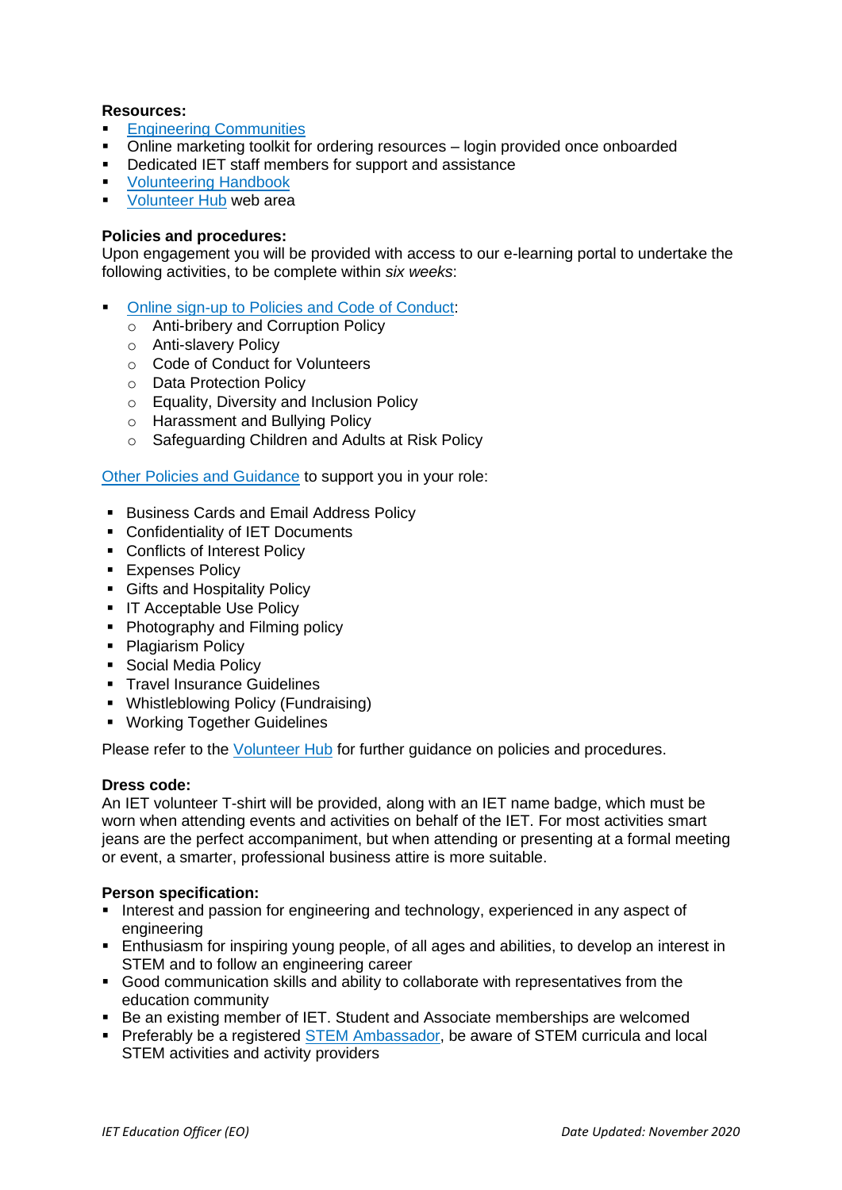**Resources:**

- Engineering Communities
- Online marketing toolkit for ordering resources – login provided once onboarded
- Dedicated IET staff members for support and assistance
- Volunteering Handbook
- Volunteer Hub web area

**Policies and procedures:**

Upon engagement you will be provided with access to our e-learning portal to undertake the following activities, to be complete within *six weeks*:

- Online sign-up to Policies and Code of Conduct:
  - Anti-bribery and Corruption Policy
  - Anti-slavery Policy
  - Code of Conduct for Volunteers
  - Data Protection Policy
  - Equality, Diversity and Inclusion Policy
  - Harassment and Bullying Policy
  - Safeguarding Children and Adults at Risk Policy

Other Policies and Guidance to support you in your role:

- Business Cards and Email Address Policy
- Confidentiality of IET Documents
- Conflicts of Interest Policy
- Expenses Policy
- Gifts and Hospitality Policy
- IT Acceptable Use Policy
- Photography and Filming policy
- Plagiarism Policy
- Social Media Policy
- Travel Insurance Guidelines
- Whistleblowing Policy (Fundraising)
- Working Together Guidelines

Please refer to the Volunteer Hub for further guidance on policies and procedures.

**Dress code:**

An IET volunteer T-shirt will be provided, along with an IET name badge, which must be worn when attending events and activities on behalf of the IET. For most activities smart jeans are the perfect accompaniment, but when attending or presenting at a formal meeting or event, a smarter, professional business attire is more suitable.

**Person specification:**

- Interest and passion for engineering and technology, experienced in any aspect of engineering
- Enthusiasm for inspiring young people, of all ages and abilities, to develop an interest in STEM and to follow an engineering career
- Good communication skills and ability to collaborate with representatives from the education community
- Be an existing member of IET. Student and Associate memberships are welcomed
- Preferably be a registered STEM Ambassador, be aware of STEM curricula and local STEM activities and activity providers